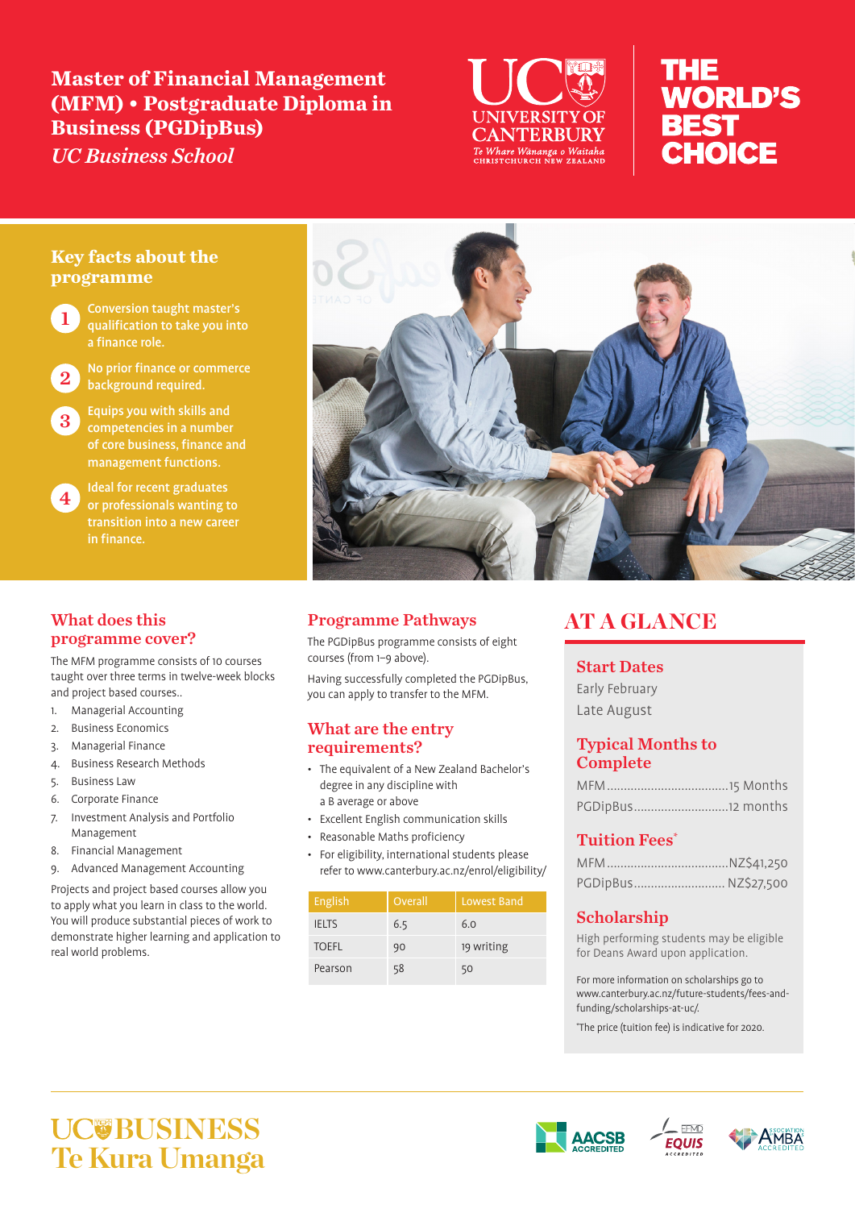# Master of Financial Management (MFM) • Postgraduate Diploma in Business (PGDipBus)

*UC Business School*

UC UNIVERSITY OF CANTERBURY
*Te Whare Wānanga o Waitaha*
CHRISTCHURCH NEW ZEALAND

THE WORLD'S BEST CHOICE

## Key facts about the programme

1. Conversion taught master's qualification to take you into a finance role.
2. No prior finance or commerce background required.
3. Equips you with skills and competencies in a number of core business, finance and management functions.
4. Ideal for recent graduates or professionals wanting to transition into a new career in finance.

## What does this programme cover?

The MFM programme consists of 10 courses taught over three terms in twelve-week blocks and project based courses..

1. Managerial Accounting
2. Business Economics
3. Managerial Finance
4. Business Research Methods
5. Business Law
6. Corporate Finance
7. Investment Analysis and Portfolio Management
8. Financial Management
9. Advanced Management Accounting

Projects and project based courses allow you to apply what you learn in class to the world. You will produce substantial pieces of work to demonstrate higher learning and application to real world problems.

## Programme Pathways

The PGDipBus programme consists of eight courses (from 1–9 above).

Having successfully completed the PGDipBus, you can apply to transfer to the MFM.

## What are the entry requirements?

- The equivalent of a New Zealand Bachelor's degree in any discipline with a B average or above
- Excellent English communication skills
- Reasonable Maths proficiency
- For eligibility, international students please refer to www.canterbury.ac.nz/enrol/eligibility/

| English | Overall | Lowest Band |
|---|---|---|
| IELTS | 6.5 | 6.0 |
| TOEFL | 90 | 19 writing |
| Pearson | 58 | 50 |

## AT A GLANCE

### Start Dates

Early February

Late August

### Typical Months to Complete

MFM ....................15 Months

PGDipBus ....................12 months

### Tuition Fees*

MFM ....................NZ$41,250

PGDipBus ....................NZ$27,500

### Scholarship

High performing students may be eligible for Deans Award upon application.

For more information on scholarships go to www.canterbury.ac.nz/future-students/fees-and-funding/scholarships-at-uc/.

*The price (tuition fee) is indicative for 2020.

UC BUSINESS
Te Kura Umanga

AACSB ACCREDITED · EFMD EQUIS ACCREDITED · AMBA ACCREDITED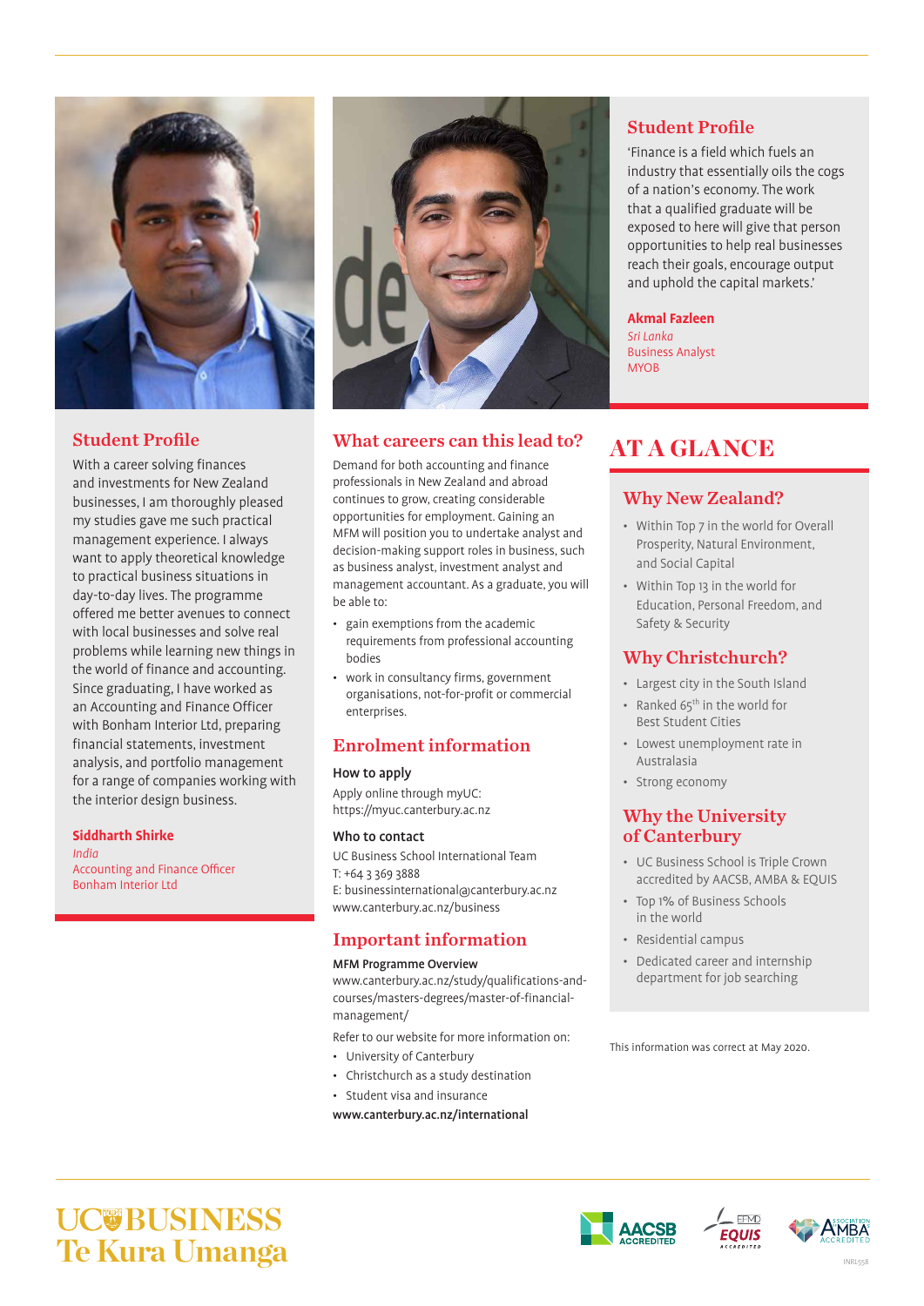## Student Profile

With a career solving finances and investments for New Zealand businesses, I am thoroughly pleased my studies gave me such practical management experience. I always want to apply theoretical knowledge to practical business situations in day-to-day lives. The programme offered me better avenues to connect with local businesses and solve real problems while learning new things in the world of finance and accounting. Since graduating, I have worked as an Accounting and Finance Officer with Bonham Interior Ltd, preparing financial statements, investment analysis, and portfolio management for a range of companies working with the interior design business.

**Siddharth Shirke**
*India*
Accounting and Finance Officer
Bonham Interior Ltd

## What careers can this lead to?

Demand for both accounting and finance professionals in New Zealand and abroad continues to grow, creating considerable opportunities for employment. Gaining an MFM will position you to undertake analyst and decision-making support roles in business, such as business analyst, investment analyst and management accountant. As a graduate, you will be able to:

- gain exemptions from the academic requirements from professional accounting bodies
- work in consultancy firms, government organisations, not-for-profit or commercial enterprises.

## Enrolment information

**How to apply**

Apply online through myUC:
https://myuc.canterbury.ac.nz

**Who to contact**

UC Business School International Team
T: +64 3 369 3888
E: businessinternational@canterbury.ac.nz
www.canterbury.ac.nz/business

## Important information

**MFM Programme Overview**
www.canterbury.ac.nz/study/qualifications-and-courses/masters-degrees/master-of-financial-management/

Refer to our website for more information on:

- University of Canterbury
- Christchurch as a study destination
- Student visa and insurance

**www.canterbury.ac.nz/international**

## Student Profile

'Finance is a field which fuels an industry that essentially oils the cogs of a nation's economy. The work that a qualified graduate will be exposed to here will give that person opportunities to help real businesses reach their goals, encourage output and uphold the capital markets.'

**Akmal Fazleen**
*Sri Lanka*
Business Analyst
MYOB

# AT A GLANCE

## Why New Zealand?

- Within Top 7 in the world for Overall Prosperity, Natural Environment, and Social Capital
- Within Top 13 in the world for Education, Personal Freedom, and Safety & Security

## Why Christchurch?

- Largest city in the South Island
- Ranked 65th in the world for Best Student Cities
- Lowest unemployment rate in Australasia
- Strong economy

## Why the University of Canterbury

- UC Business School is Triple Crown accredited by AACSB, AMBA & EQUIS
- Top 1% of Business Schools in the world
- Residential campus
- Dedicated career and internship department for job searching

This information was correct at May 2020.

UC BUSINESS
Te Kura Umanga

AACSB ACCREDITED
EFMD EQUIS ACCREDITED
ASSOCIATION OF MBAs ACCREDITED

INRL558